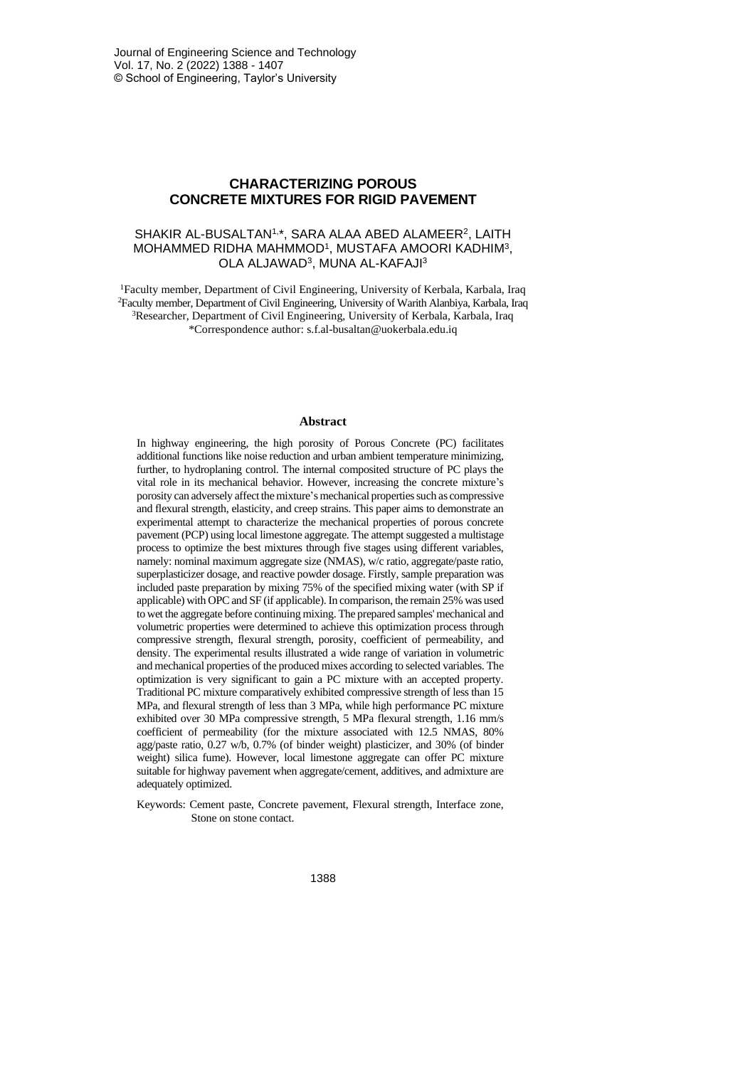# CHARACTERIZING POROUS CONCRETE MIXTURES FOR RIGID PAVEMENT

SHAKIR AL-BUSALTAN[1,*], SARA ALAA ABED ALAMEER[2], LAITH MOHAMMED RIDHA MAHMMOD[1], MUSTAFA AMOORI KADHIM[3], OLA ALJAWAD[3], MUNA AL-KAFAJI[3]

[1]Faculty member, Department of Civil Engineering, University of Kerbala, Karbala, Iraq
[2]Faculty member, Department of Civil Engineering, University of Warith Alanbiya, Karbala, Iraq
[3]Researcher, Department of Civil Engineering, University of Kerbala, Karbala, Iraq
*Correspondence author: s.f.al-busaltan@uokerbala.edu.iq

## Abstract

In highway engineering, the high porosity of Porous Concrete (PC) facilitates additional functions like noise reduction and urban ambient temperature minimizing, further, to hydroplaning control. The internal composited structure of PC plays the vital role in its mechanical behavior. However, increasing the concrete mixture's porosity can adversely affect the mixture's mechanical properties such as compressive and flexural strength, elasticity, and creep strains. This paper aims to demonstrate an experimental attempt to characterize the mechanical properties of porous concrete pavement (PCP) using local limestone aggregate. The attempt suggested a multistage process to optimize the best mixtures through five stages using different variables, namely: nominal maximum aggregate size (NMAS), w/c ratio, aggregate/paste ratio, superplasticizer dosage, and reactive powder dosage. Firstly, sample preparation was included paste preparation by mixing 75% of the specified mixing water (with SP if applicable) with OPC and SF (if applicable). In comparison, the remain 25% was used to wet the aggregate before continuing mixing. The prepared samples' mechanical and volumetric properties were determined to achieve this optimization process through compressive strength, flexural strength, porosity, coefficient of permeability, and density. The experimental results illustrated a wide range of variation in volumetric and mechanical properties of the produced mixes according to selected variables. The optimization is very significant to gain a PC mixture with an accepted property. Traditional PC mixture comparatively exhibited compressive strength of less than 15 MPa, and flexural strength of less than 3 MPa, while high performance PC mixture exhibited over 30 MPa compressive strength, 5 MPa flexural strength, 1.16 mm/s coefficient of permeability (for the mixture associated with 12.5 NMAS, 80% agg/paste ratio, 0.27 w/b, 0.7% (of binder weight) plasticizer, and 30% (of binder weight) silica fume). However, local limestone aggregate can offer PC mixture suitable for highway pavement when aggregate/cement, additives, and admixture are adequately optimized.

Keywords: Cement paste, Concrete pavement, Flexural strength, Interface zone, Stone on stone contact.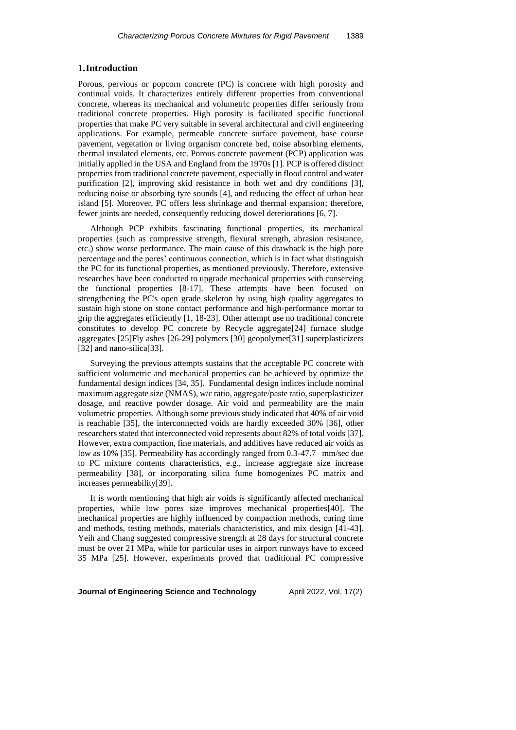## 1. Introduction

Porous, pervious or popcorn concrete (PC) is concrete with high porosity and continual voids. It characterizes entirely different properties from conventional concrete, whereas its mechanical and volumetric properties differ seriously from traditional concrete properties. High porosity is facilitated specific functional properties that make PC very suitable in several architectural and civil engineering applications. For example, permeable concrete surface pavement, base course pavement, vegetation or living organism concrete bed, noise absorbing elements, thermal insulated elements, etc. Porous concrete pavement (PCP) application was initially applied in the USA and England from the 1970s [1]. PCP is offered distinct properties from traditional concrete pavement, especially in flood control and water purification [2], improving skid resistance in both wet and dry conditions [3], reducing noise or absorbing tyre sounds [4], and reducing the effect of urban heat island [5]. Moreover, PC offers less shrinkage and thermal expansion; therefore, fewer joints are needed, consequently reducing dowel deteriorations [6, 7].

Although PCP exhibits fascinating functional properties, its mechanical properties (such as compressive strength, flexural strength, abrasion resistance, etc.) show worse performance. The main cause of this drawback is the high pore percentage and the pores' continuous connection, which is in fact what distinguish the PC for its functional properties, as mentioned previously. Therefore, extensive researches have been conducted to upgrade mechanical properties with conserving the functional properties [8-17]. These attempts have been focused on strengthening the PC's open grade skeleton by using high quality aggregates to sustain high stone on stone contact performance and high-performance mortar to grip the aggregates efficiently [1, 18-23]. Other attempt use no traditional concrete constitutes to develop PC concrete by Recycle aggregate[24] furnace sludge aggregates [25]Fly ashes [26-29] polymers [30] geopolymer[31] superplasticizers [32] and nano-silica[33].

Surveying the previous attempts sustains that the acceptable PC concrete with sufficient volumetric and mechanical properties can be achieved by optimize the fundamental design indices [34, 35]. Fundamental design indices include nominal maximum aggregate size (NMAS), w/c ratio, aggregate/paste ratio, superplasticizer dosage, and reactive powder dosage. Air void and permeability are the main volumetric properties. Although some previous study indicated that 40% of air void is reachable [35], the interconnected voids are hardly exceeded 30% [36], other researchers stated that interconnected void represents about 82% of total voids [37]. However, extra compaction, fine materials, and additives have reduced air voids as low as 10% [35]. Permeability has accordingly ranged from 0.3-47.7 mm/sec due to PC mixture contents characteristics, e.g., increase aggregate size increase permeability [38], or incorporating silica fume homogenizes PC matrix and increases permeability[39].

It is worth mentioning that high air voids is significantly affected mechanical properties, while low pores size improves mechanical properties[40]. The mechanical properties are highly influenced by compaction methods, curing time and methods, testing methods, materials characteristics, and mix design [41-43]. Yeih and Chang suggested compressive strength at 28 days for structural concrete must be over 21 MPa, while for particular uses in airport runways have to exceed 35 MPa [25]. However, experiments proved that traditional PC compressive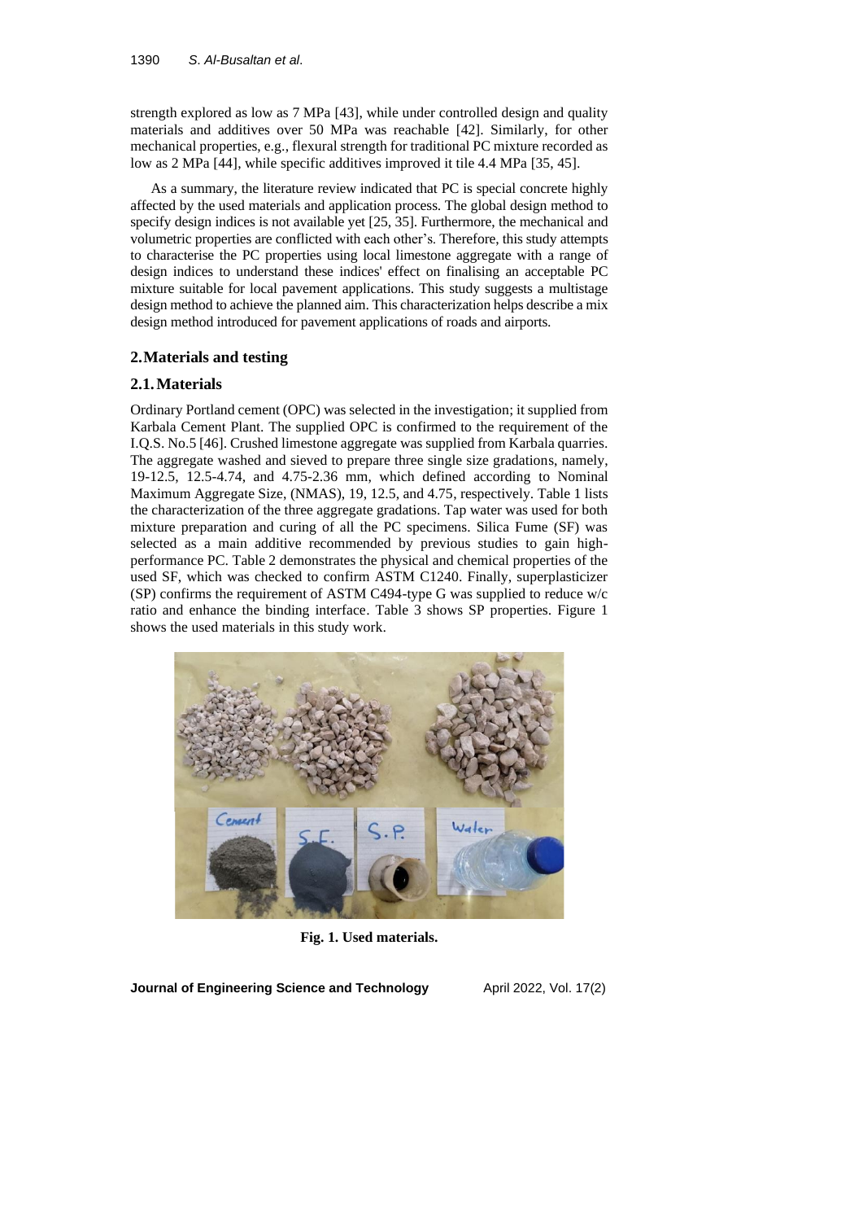strength explored as low as 7 MPa [43], while under controlled design and quality materials and additives over 50 MPa was reachable [42]. Similarly, for other mechanical properties, e.g., flexural strength for traditional PC mixture recorded as low as 2 MPa [44], while specific additives improved it tile 4.4 MPa [35, 45].

As a summary, the literature review indicated that PC is special concrete highly affected by the used materials and application process. The global design method to specify design indices is not available yet [25, 35]. Furthermore, the mechanical and volumetric properties are conflicted with each other's. Therefore, this study attempts to characterise the PC properties using local limestone aggregate with a range of design indices to understand these indices' effect on finalising an acceptable PC mixture suitable for local pavement applications. This study suggests a multistage design method to achieve the planned aim. This characterization helps describe a mix design method introduced for pavement applications of roads and airports.

## 2. Materials and testing

### 2.1. Materials

Ordinary Portland cement (OPC) was selected in the investigation; it supplied from Karbala Cement Plant. The supplied OPC is confirmed to the requirement of the I.Q.S. No.5 [46]. Crushed limestone aggregate was supplied from Karbala quarries. The aggregate washed and sieved to prepare three single size gradations, namely, 19-12.5, 12.5-4.74, and 4.75-2.36 mm, which defined according to Nominal Maximum Aggregate Size, (NMAS), 19, 12.5, and 4.75, respectively. Table 1 lists the characterization of the three aggregate gradations. Tap water was used for both mixture preparation and curing of all the PC specimens. Silica Fume (SF) was selected as a main additive recommended by previous studies to gain high-performance PC. Table 2 demonstrates the physical and chemical properties of the used SF, which was checked to confirm ASTM C1240. Finally, superplasticizer (SP) confirms the requirement of ASTM C494-type G was supplied to reduce w/c ratio and enhance the binding interface. Table 3 shows SP properties. Figure 1 shows the used materials in this study work.

**Fig. 1. Used materials.**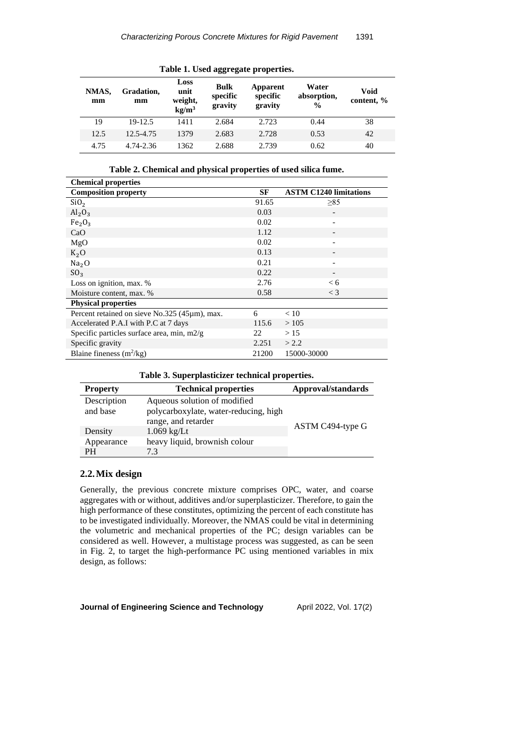**Table 1. Used aggregate properties.**

| NMAS, mm | Gradation, mm | Loss unit weight, $kg/m^3$ | Bulk specific gravity | Apparent specific gravity | Water absorption, % | Void content, % |
|---|---|---|---|---|---|---|
| 19 | 19-12.5 | 1411 | 2.684 | 2.723 | 0.44 | 38 |
| 12.5 | 12.5-4.75 | 1379 | 2.683 | 2.728 | 0.53 | 42 |
| 4.75 | 4.74-2.36 | 1362 | 2.688 | 2.739 | 0.62 | 40 |

**Table 2. Chemical and physical properties of used silica fume.**

| **Chemical properties** | | |
|---|---|---|
| **Composition property** | **SF** | **ASTM C1240 limitations** |
| $SiO_2$ | 91.65 | ≥85 |
| $Al_2O_3$ | 0.03 | - |
| $Fe_2O_3$ | 0.02 | - |
| CaO | 1.12 | - |
| MgO | 0.02 | - |
| $K_2O$ | 0.13 | - |
| $Na_2O$ | 0.21 | - |
| $SO_3$ | 0.22 | - |
| Loss on ignition, max. % | 2.76 | < 6 |
| Moisture content, max. % | 0.58 | < 3 |
| **Physical properties** | | |
| Percent retained on sieve No.325 (45µm), max. | 6 | < 10 |
| Accelerated P.A.I with P.C at 7 days | 115.6 | > 105 |
| Specific particles surface area, min, m2/g | 22 | > 15 |
| Specific gravity | 2.251 | > 2.2 |
| Blaine fineness ($m^2$/kg) | 21200 | 15000-30000 |

**Table 3. Superplasticizer technical properties.**

| **Property** | **Technical properties** | **Approval/standards** |
|---|---|---|
| Description and base | Aqueous solution of modified polycarboxylate, water-reducing, high range, and retarder | ASTM C494-type G |
| Density | 1.069 kg/Lt | |
| Appearance | heavy liquid, brownish colour | |
| PH | 7.3 | |

## 2.2. Mix design

Generally, the previous concrete mixture comprises OPC, water, and coarse aggregates with or without, additives and/or superplasticizer. Therefore, to gain the high performance of these constitutes, optimizing the percent of each constitute has to be investigated individually. Moreover, the NMAS could be vital in determining the volumetric and mechanical properties of the PC; design variables can be considered as well. However, a multistage process was suggested, as can be seen in Fig. 2, to target the high-performance PC using mentioned variables in mix design, as follows: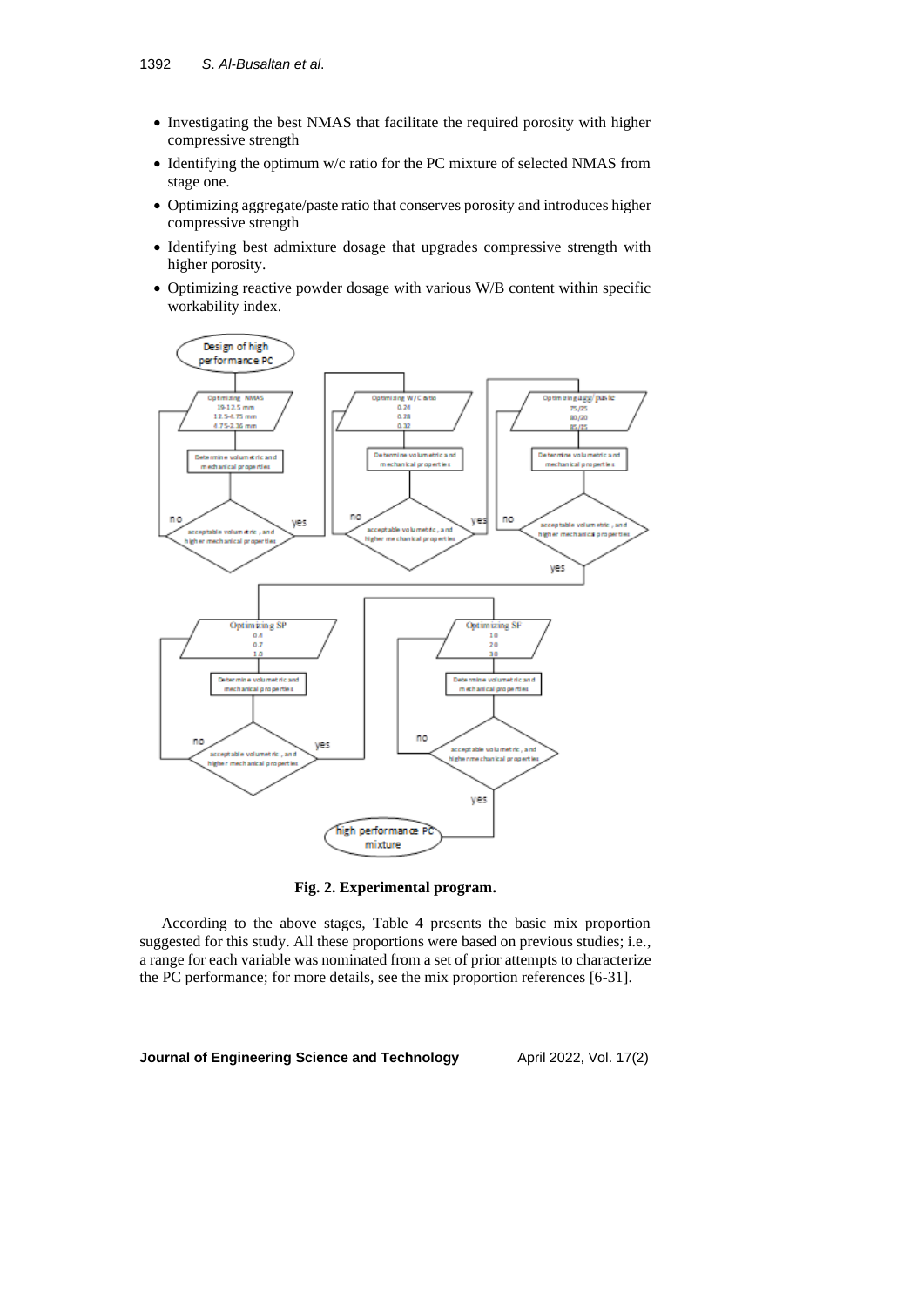- Investigating the best NMAS that facilitate the required porosity with higher compressive strength
- Identifying the optimum w/c ratio for the PC mixture of selected NMAS from stage one.
- Optimizing aggregate/paste ratio that conserves porosity and introduces higher compressive strength
- Identifying best admixture dosage that upgrades compressive strength with higher porosity.
- Optimizing reactive powder dosage with various W/B content within specific workability index.

Design of high performance PC

Optimizing NMAS
19-12.5 mm
12.5-4.75 mm
4.75-2.36 mm

Determine volumetric and mechanical properties

acceptable volumetric , and higher mechanical properties

no

yes

Optimizing W/C ratio
0.24
0.28
0.32

Determine volumetric and mechanical properties

acceptable volumetric , and higher mechanical properties

no

yes

Optimizing agg/paste
75/25
80/20
85/15

Determine volumetric and mechanical properties

acceptable volumetric , and higher mechanical properties

no

yes

Optimizing SP
0.4
0.7
1.0

Determine volumetric and mechanical properties

acceptable volumetric , and higher mechanical properties

no

yes

Optimizing SF
10
20
30

Determine volumetric and mechanical properties

acceptable volumetric , and higher mechanical properties

no

yes

high performance PC mixture

**Fig. 2. Experimental program.**

According to the above stages, Table 4 presents the basic mix proportion suggested for this study. All these proportions were based on previous studies; i.e., a range for each variable was nominated from a set of prior attempts to characterize the PC performance; for more details, see the mix proportion references [6-31].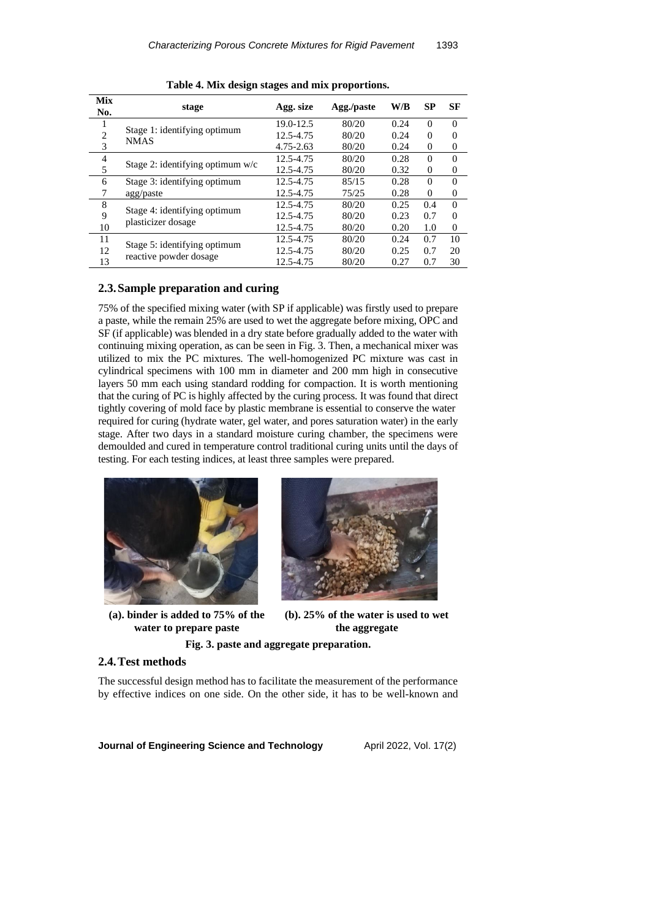**Table 4. Mix design stages and mix proportions.**

| Mix No. | stage | Agg. size | Agg./paste | W/B | SP | SF |
|---|---|---|---|---|---|---|
| 1 | Stage 1: identifying optimum NMAS | 19.0-12.5 | 80/20 | 0.24 | 0 | 0 |
| 2 | | 12.5-4.75 | 80/20 | 0.24 | 0 | 0 |
| 3 | | 4.75-2.63 | 80/20 | 0.24 | 0 | 0 |
| 4 | Stage 2: identifying optimum w/c | 12.5-4.75 | 80/20 | 0.28 | 0 | 0 |
| 5 | | 12.5-4.75 | 80/20 | 0.32 | 0 | 0 |
| 6 | Stage 3: identifying optimum agg/paste | 12.5-4.75 | 85/15 | 0.28 | 0 | 0 |
| 7 | | 12.5-4.75 | 75/25 | 0.28 | 0 | 0 |
| 8 | Stage 4: identifying optimum plasticizer dosage | 12.5-4.75 | 80/20 | 0.25 | 0.4 | 0 |
| 9 | | 12.5-4.75 | 80/20 | 0.23 | 0.7 | 0 |
| 10 | | 12.5-4.75 | 80/20 | 0.20 | 1.0 | 0 |
| 11 | Stage 5: identifying optimum reactive powder dosage | 12.5-4.75 | 80/20 | 0.24 | 0.7 | 10 |
| 12 | | 12.5-4.75 | 80/20 | 0.25 | 0.7 | 20 |
| 13 | | 12.5-4.75 | 80/20 | 0.27 | 0.7 | 30 |

## 2.3. Sample preparation and curing

75% of the specified mixing water (with SP if applicable) was firstly used to prepare a paste, while the remain 25% are used to wet the aggregate before mixing, OPC and SF (if applicable) was blended in a dry state before gradually added to the water with continuing mixing operation, as can be seen in Fig. 3. Then, a mechanical mixer was utilized to mix the PC mixtures. The well-homogenized PC mixture was cast in cylindrical specimens with 100 mm in diameter and 200 mm high in consecutive layers 50 mm each using standard rodding for compaction. It is worth mentioning that the curing of PC is highly affected by the curing process. It was found that direct tightly covering of mold face by plastic membrane is essential to conserve the water required for curing (hydrate water, gel water, and pores saturation water) in the early stage. After two days in a standard moisture curing chamber, the specimens were demoulded and cured in temperature control traditional curing units until the days of testing. For each testing indices, at least three samples were prepared.

**(a). binder is added to 75% of the water to prepare paste**

**(b). 25% of the water is used to wet the aggregate**

**Fig. 3. paste and aggregate preparation.**

## 2.4. Test methods

The successful design method has to facilitate the measurement of the performance by effective indices on one side. On the other side, it has to be well-known and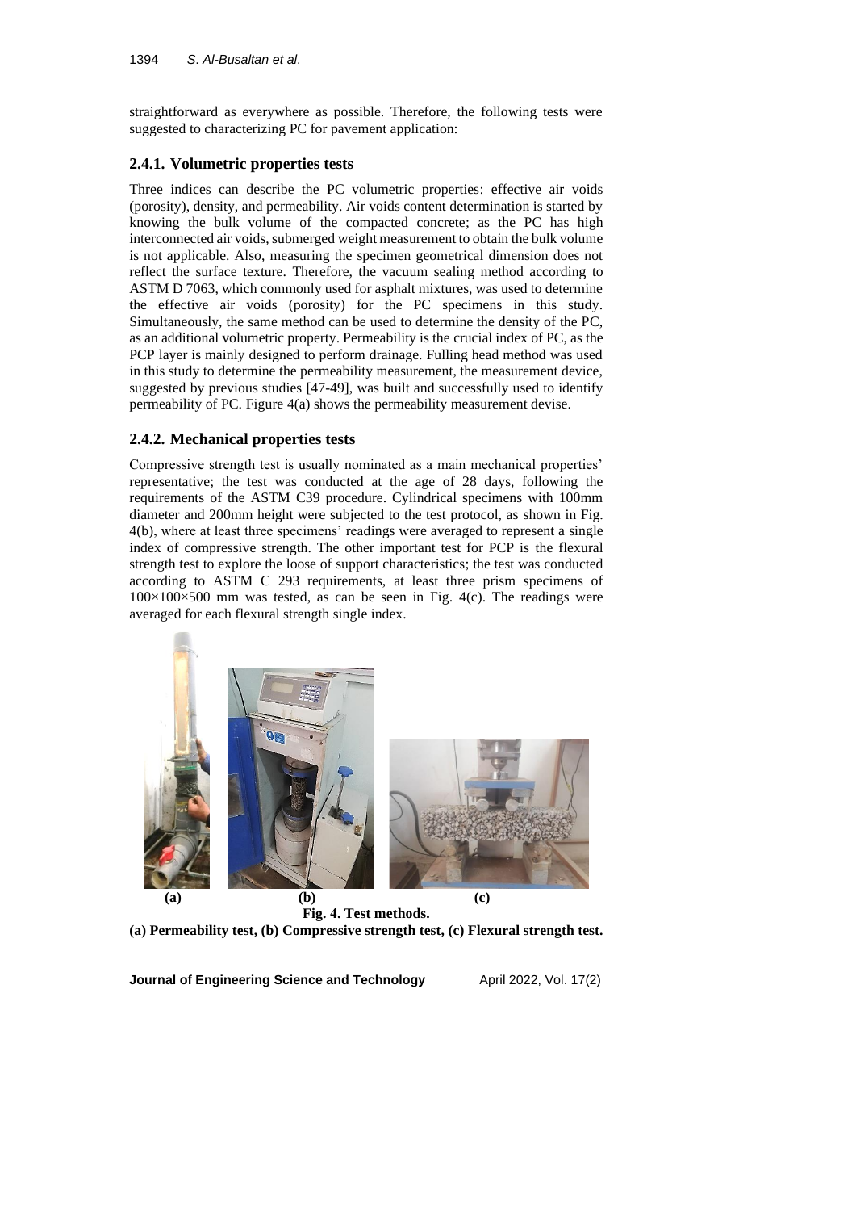straightforward as everywhere as possible. Therefore, the following tests were suggested to characterizing PC for pavement application:

### 2.4.1. Volumetric properties tests

Three indices can describe the PC volumetric properties: effective air voids (porosity), density, and permeability. Air voids content determination is started by knowing the bulk volume of the compacted concrete; as the PC has high interconnected air voids, submerged weight measurement to obtain the bulk volume is not applicable. Also, measuring the specimen geometrical dimension does not reflect the surface texture. Therefore, the vacuum sealing method according to ASTM D 7063, which commonly used for asphalt mixtures, was used to determine the effective air voids (porosity) for the PC specimens in this study. Simultaneously, the same method can be used to determine the density of the PC, as an additional volumetric property. Permeability is the crucial index of PC, as the PCP layer is mainly designed to perform drainage. Fulling head method was used in this study to determine the permeability measurement, the measurement device, suggested by previous studies [47-49], was built and successfully used to identify permeability of PC. Figure 4(a) shows the permeability measurement devise.

### 2.4.2. Mechanical properties tests

Compressive strength test is usually nominated as a main mechanical properties' representative; the test was conducted at the age of 28 days, following the requirements of the ASTM C39 procedure. Cylindrical specimens with 100mm diameter and 200mm height were subjected to the test protocol, as shown in Fig. 4(b), where at least three specimens' readings were averaged to represent a single index of compressive strength. The other important test for PCP is the flexural strength test to explore the loose of support characteristics; the test was conducted according to ASTM C 293 requirements, at least three prism specimens of 100×100×500 mm was tested, as can be seen in Fig. 4(c). The readings were averaged for each flexural strength single index.

**(a)** **(b)** **(c)**

**Fig. 4. Test methods.**
**(a) Permeability test, (b) Compressive strength test, (c) Flexural strength test.**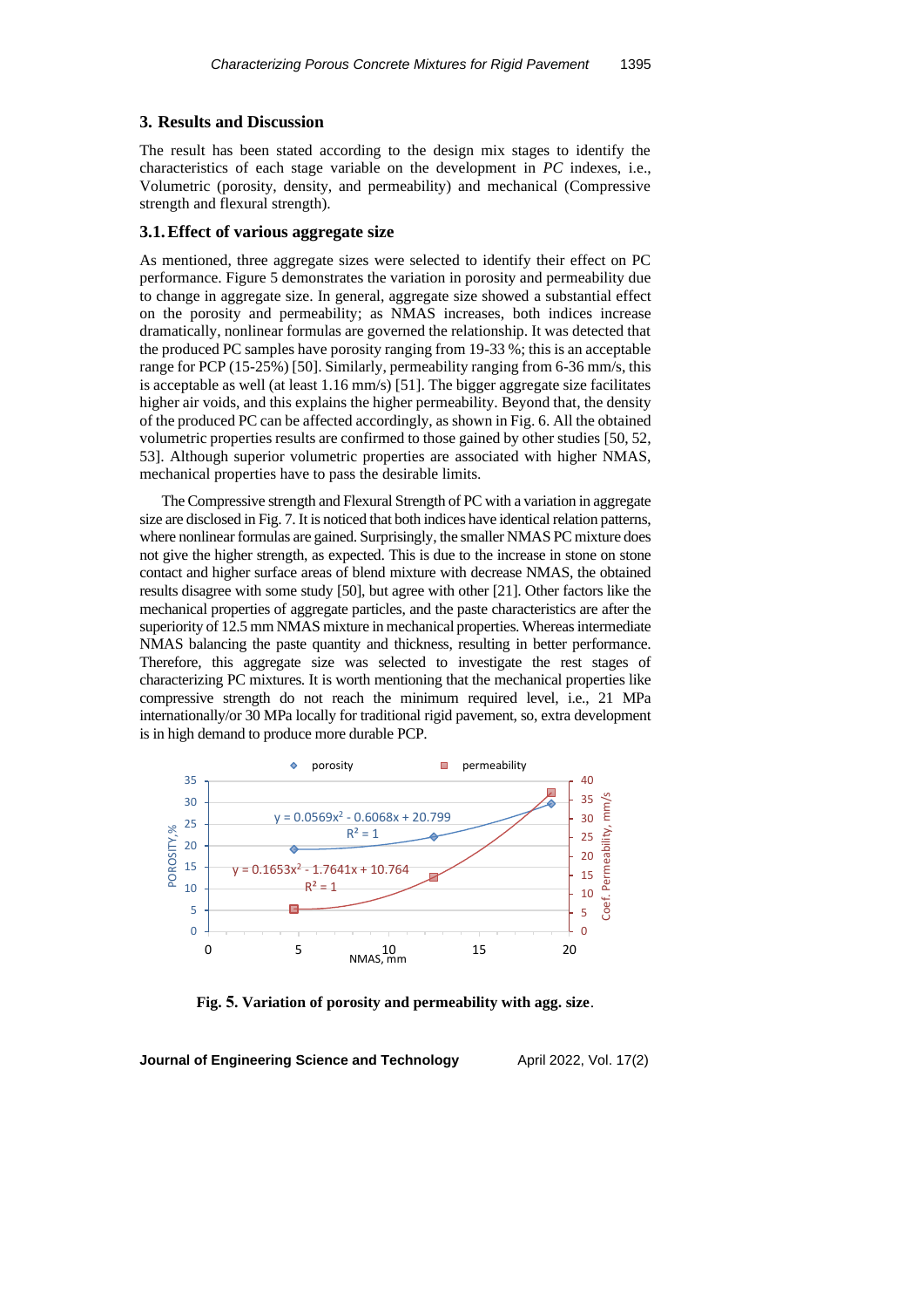## 3. Results and Discussion

The result has been stated according to the design mix stages to identify the characteristics of each stage variable on the development in *PC* indexes, i.e., Volumetric (porosity, density, and permeability) and mechanical (Compressive strength and flexural strength).

### 3.1. Effect of various aggregate size

As mentioned, three aggregate sizes were selected to identify their effect on PC performance. Figure 5 demonstrates the variation in porosity and permeability due to change in aggregate size. In general, aggregate size showed a substantial effect on the porosity and permeability; as NMAS increases, both indices increase dramatically, nonlinear formulas are governed the relationship. It was detected that the produced PC samples have porosity ranging from 19-33 %; this is an acceptable range for PCP (15-25%) [50]. Similarly, permeability ranging from 6-36 mm/s, this is acceptable as well (at least 1.16 mm/s) [51]. The bigger aggregate size facilitates higher air voids, and this explains the higher permeability. Beyond that, the density of the produced PC can be affected accordingly, as shown in Fig. 6. All the obtained volumetric properties results are confirmed to those gained by other studies [50, 52, 53]. Although superior volumetric properties are associated with higher NMAS, mechanical properties have to pass the desirable limits.

The Compressive strength and Flexural Strength of PC with a variation in aggregate size are disclosed in Fig. 7. It is noticed that both indices have identical relation patterns, where nonlinear formulas are gained. Surprisingly, the smaller NMAS PC mixture does not give the higher strength, as expected. This is due to the increase in stone on stone contact and higher surface areas of blend mixture with decrease NMAS, the obtained results disagree with some study [50], but agree with other [21]. Other factors like the mechanical properties of aggregate particles, and the paste characteristics are after the superiority of 12.5 mm NMAS mixture in mechanical properties. Whereas intermediate NMAS balancing the paste quantity and thickness, resulting in better performance. Therefore, this aggregate size was selected to investigate the rest stages of characterizing PC mixtures. It is worth mentioning that the mechanical properties like compressive strength do not reach the minimum required level, i.e., 21 MPa internationally/or 30 MPa locally for traditional rigid pavement, so, extra development is in high demand to produce more durable PCP.

porosity
permeability
$y = 0.0569x^2 - 0.6068x + 20.799$
$R^2 = 1$
$y = 0.1653x^2 - 1.7641x + 10.764$
$R^2 = 1$
POROSITY,%
Coef. Permeability, mm/s
NMAS, mm
0 5 10 15 20
0 5 10 15 20 25 30 35
0 5 10 15 20 25 30 35 40

**Fig. 5. Variation of porosity and permeability with agg. size.**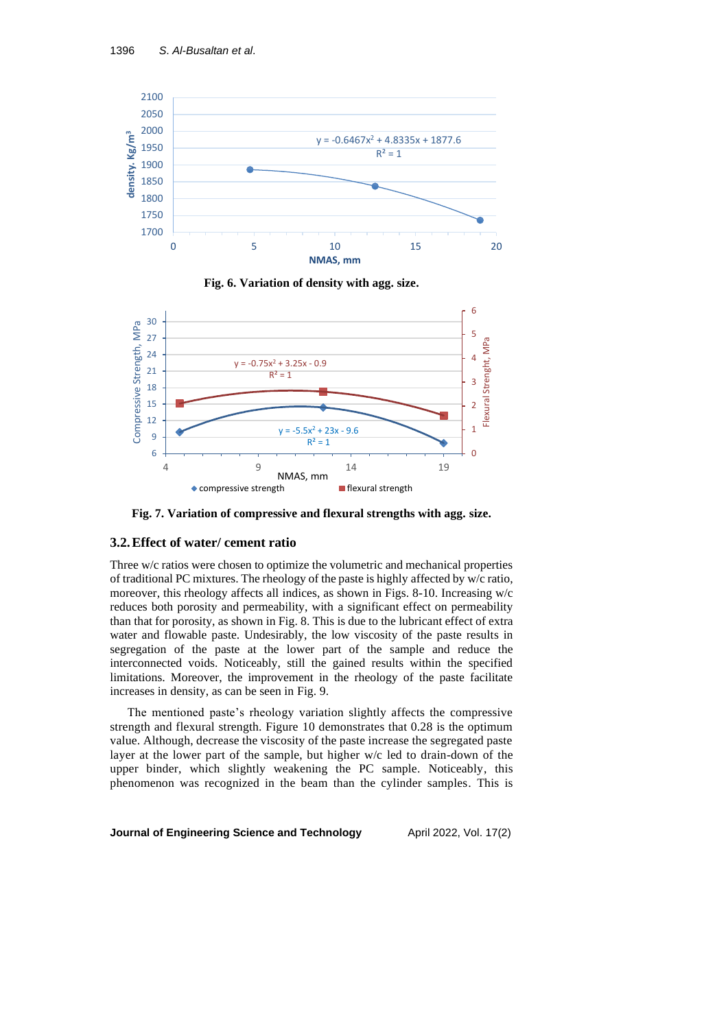density, Kg/m$^3$

2100
2050
2000
1950
1900
1850
1800
1750
1700

0 5 10 15 20

NMAS, mm

$y = -0.6467x^2 + 4.8335x + 1877.6$

$R^2 = 1$

**Fig. 6. Variation of density with agg. size.**

Compressive Strength, MPa

30
27
24
21
18
15
12
9
6

Flexural Strenght, MPa

6
5
4
3
2
1
0

4 9 14 19

NMAS, mm

$y = -0.75x^2 + 3.25x - 0.9$

$R^2 = 1$

$y = -5.5x^2 + 23x - 9.6$

$R^2 = 1$

compressive strength

flexural strength

**Fig. 7. Variation of compressive and flexural strengths with agg. size.**

## 3.2. Effect of water/ cement ratio

Three w/c ratios were chosen to optimize the volumetric and mechanical properties of traditional PC mixtures. The rheology of the paste is highly affected by w/c ratio, moreover, this rheology affects all indices, as shown in Figs. 8-10. Increasing w/c reduces both porosity and permeability, with a significant effect on permeability than that for porosity, as shown in Fig. 8. This is due to the lubricant effect of extra water and flowable paste. Undesirably, the low viscosity of the paste results in segregation of the paste at the lower part of the sample and reduce the interconnected voids. Noticeably, still the gained results within the specified limitations. Moreover, the improvement in the rheology of the paste facilitate increases in density, as can be seen in Fig. 9.

The mentioned paste's rheology variation slightly affects the compressive strength and flexural strength. Figure 10 demonstrates that 0.28 is the optimum value. Although, decrease the viscosity of the paste increase the segregated paste layer at the lower part of the sample, but higher w/c led to drain-down of the upper binder, which slightly weakening the PC sample. Noticeably, this phenomenon was recognized in the beam than the cylinder samples. This is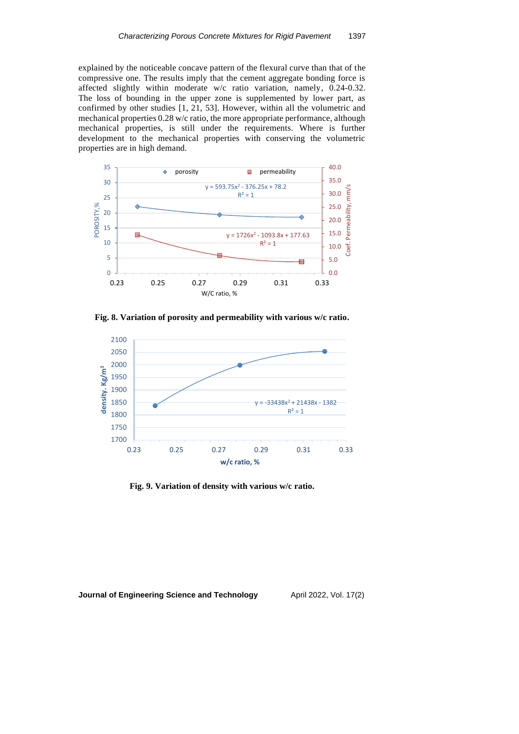explained by the noticeable concave pattern of the flexural curve than that of the compressive one. The results imply that the cement aggregate bonding force is affected slightly within moderate w/c ratio variation, namely, 0.24-0.32. The loss of bounding in the upper zone is supplemented by lower part, as confirmed by other studies [1, 21, 53]. However, within all the volumetric and mechanical properties 0.28 w/c ratio, the more appropriate performance, although mechanical properties, is still under the requirements. Where is further development to the mechanical properties with conserving the volumetric properties are in high demand.

porosity
permeability
$y = 593.75x^2 - 376.25x + 78.2$
$R^2 = 1$
$y = 1726x^2 - 1093.8x + 177.63$
$R^2 = 1$
POROSITY,%
Coef. Permeability, mm/s
0
5
10
15
20
25
30
35
0.0
5.0
10.0
15.0
20.0
25.0
30.0
35.0
40.0
0.23
0.25
0.27
0.29
0.31
0.33
W/C ratio, %

**Fig. 8. Variation of porosity and permeability with various w/c ratio.**

$y = -33438x^2 + 21438x - 1382$
$R^2 = 1$
density. Kg/m$^3$
1700
1750
1800
1850
1900
1950
2000
2050
2100
0.23
0.25
0.27
0.29
0.31
0.33
w/c ratio, %

**Fig. 9. Variation of density with various w/c ratio.**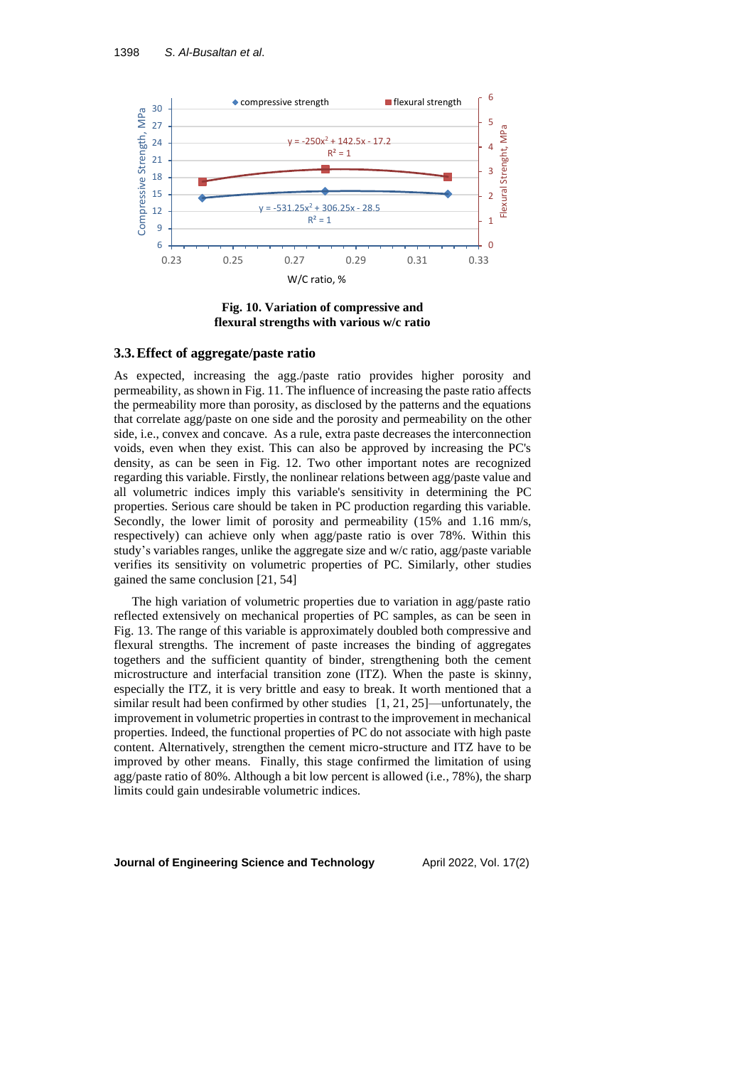compressive strength

flexural strength

Compressive Strength, MPa

Flexural Strenght, MPa

30 27 24 21 18 15 12 9 6

6 5 4 3 2 1 0

$y = -250x^2 + 142.5x - 17.2$

$R^2 = 1$

$y = -531.25x^2 + 306.25x - 28.5$

$R^2 = 1$

0.23 0.25 0.27 0.29 0.31 0.33

W/C ratio, %

**Fig. 10. Variation of compressive and flexural strengths with various w/c ratio**

## 3.3. Effect of aggregate/paste ratio

As expected, increasing the agg./paste ratio provides higher porosity and permeability, as shown in Fig. 11. The influence of increasing the paste ratio affects the permeability more than porosity, as disclosed by the patterns and the equations that correlate agg/paste on one side and the porosity and permeability on the other side, i.e., convex and concave. As a rule, extra paste decreases the interconnection voids, even when they exist. This can also be approved by increasing the PC's density, as can be seen in Fig. 12. Two other important notes are recognized regarding this variable. Firstly, the nonlinear relations between agg/paste value and all volumetric indices imply this variable's sensitivity in determining the PC properties. Serious care should be taken in PC production regarding this variable. Secondly, the lower limit of porosity and permeability (15% and 1.16 mm/s, respectively) can achieve only when agg/paste ratio is over 78%. Within this study's variables ranges, unlike the aggregate size and w/c ratio, agg/paste variable verifies its sensitivity on volumetric properties of PC. Similarly, other studies gained the same conclusion [21, 54]

The high variation of volumetric properties due to variation in agg/paste ratio reflected extensively on mechanical properties of PC samples, as can be seen in Fig. 13. The range of this variable is approximately doubled both compressive and flexural strengths. The increment of paste increases the binding of aggregates togethers and the sufficient quantity of binder, strengthening both the cement microstructure and interfacial transition zone (ITZ). When the paste is skinny, especially the ITZ, it is very brittle and easy to break. It worth mentioned that a similar result had been confirmed by other studies [1, 21, 25]—unfortunately, the improvement in volumetric properties in contrast to the improvement in mechanical properties. Indeed, the functional properties of PC do not associate with high paste content. Alternatively, strengthen the cement micro-structure and ITZ have to be improved by other means. Finally, this stage confirmed the limitation of using agg/paste ratio of 80%. Although a bit low percent is allowed (i.e., 78%), the sharp limits could gain undesirable volumetric indices.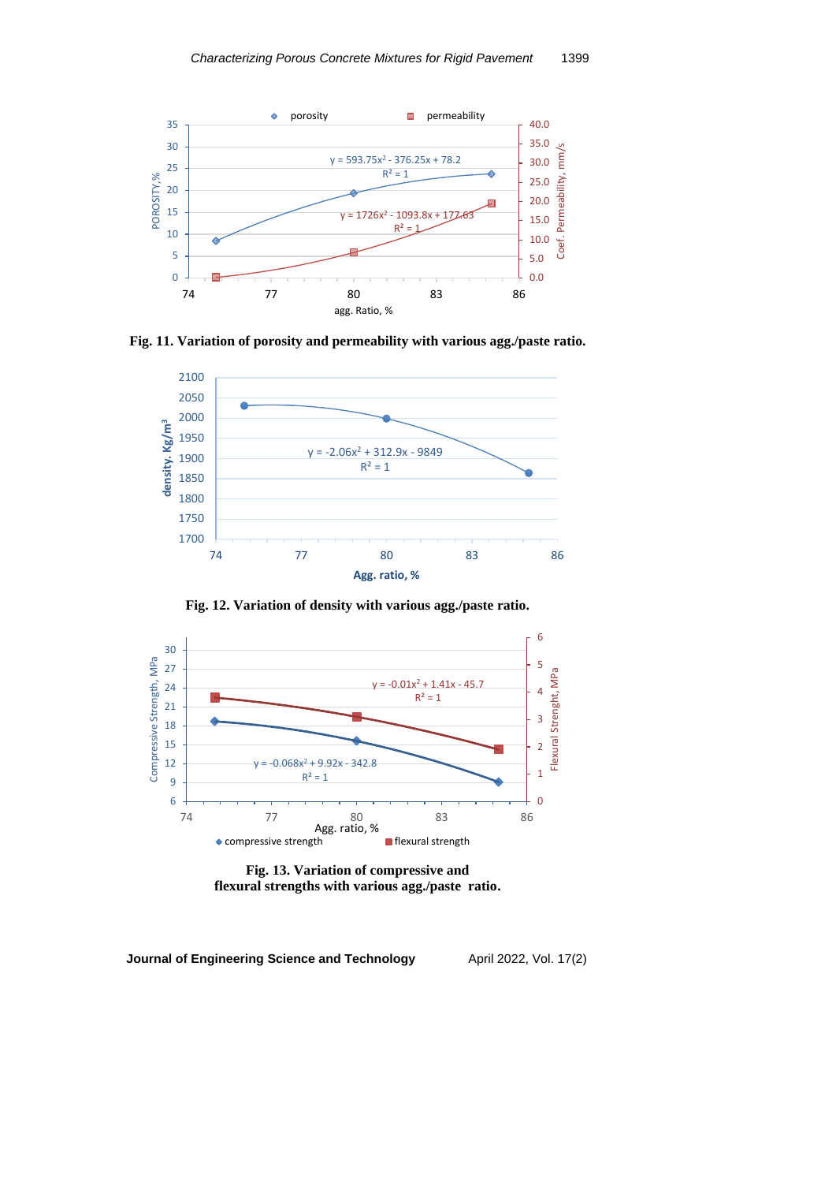porosity
permeability

POROSITY,%

35
30
25
20
15
10
5
0

40.0
35.0
30.0
25.0
20.0
15.0
10.0
5.0
0.0

Coef. Permeability, mm/s

$y = 593.75x^2 - 376.25x + 78.2$
$R^2 = 1$

$y = 1726x^2 - 1093.8x + 177.63$
$R^2 = 1$

74
77
80
83
86

agg. Ratio, %

**Fig. 11. Variation of porosity and permeability with various agg./paste ratio.**

density. Kg/m³

2100
2050
2000
1950
1900
1850
1800
1750
1700

$y = -2.06x^2 + 312.9x - 9849$
$R^2 = 1$

74
77
80
83
86

Agg. ratio, %

**Fig. 12. Variation of density with various agg./paste ratio.**

Compressive Strength, MPa

30
27
24
21
18
15
12
9
6

6
5
4
3
2
1
0

Flexural Strenght, MPa

$y = -0.01x^2 + 1.41x - 45.7$
$R^2 = 1$

$y = -0.068x^2 + 9.92x - 342.8$
$R^2 = 1$

74
77
80
83
86

Agg. ratio, %

compressive strength
flexural strength

**Fig. 13. Variation of compressive and flexural strengths with various agg./paste ratio.**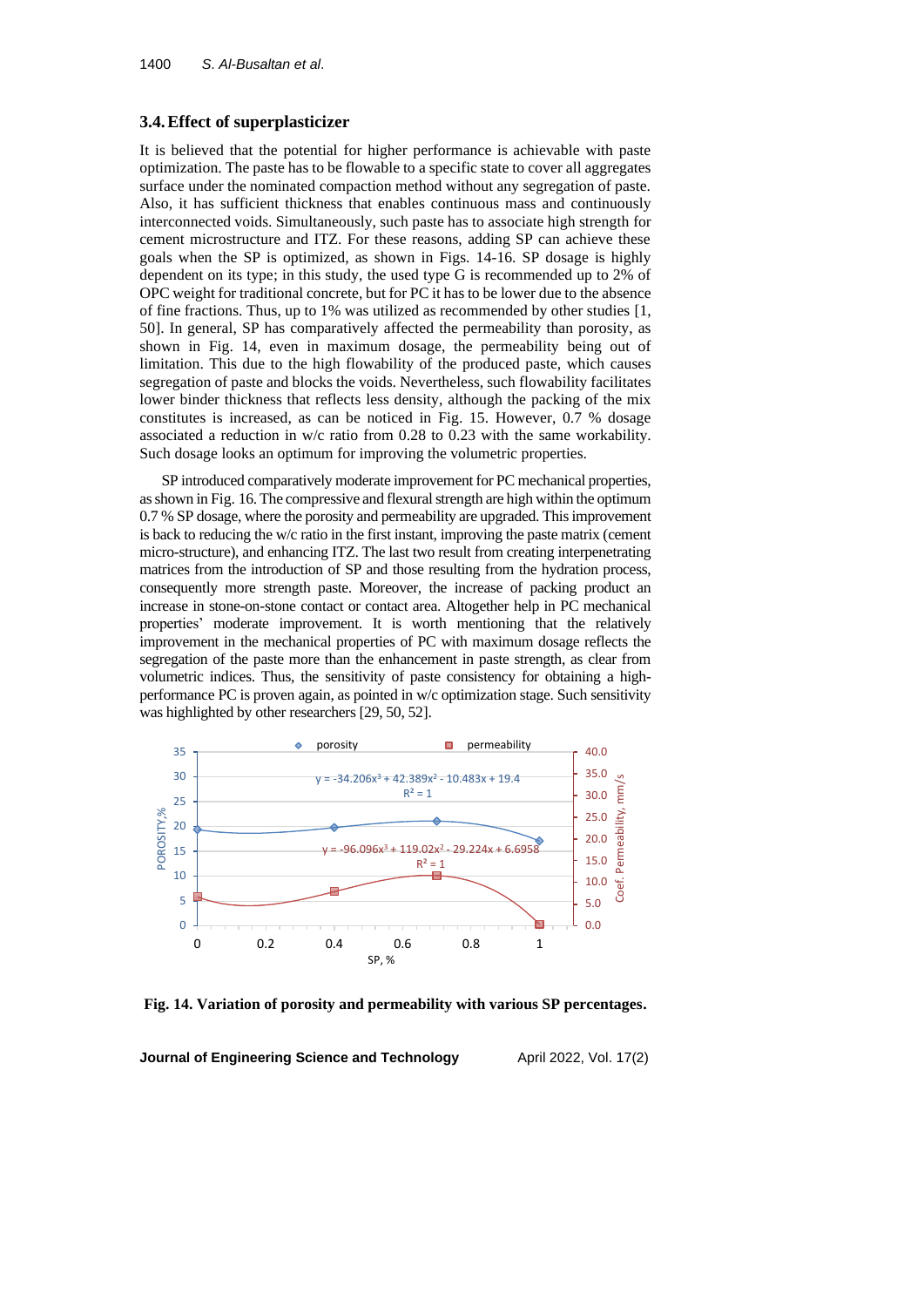### 3.4. Effect of superplasticizer

It is believed that the potential for higher performance is achievable with paste optimization. The paste has to be flowable to a specific state to cover all aggregates surface under the nominated compaction method without any segregation of paste. Also, it has sufficient thickness that enables continuous mass and continuously interconnected voids. Simultaneously, such paste has to associate high strength for cement microstructure and ITZ. For these reasons, adding SP can achieve these goals when the SP is optimized, as shown in Figs. 14-16. SP dosage is highly dependent on its type; in this study, the used type G is recommended up to 2% of OPC weight for traditional concrete, but for PC it has to be lower due to the absence of fine fractions. Thus, up to 1% was utilized as recommended by other studies [1, 50]. In general, SP has comparatively affected the permeability than porosity, as shown in Fig. 14, even in maximum dosage, the permeability being out of limitation. This due to the high flowability of the produced paste, which causes segregation of paste and blocks the voids. Nevertheless, such flowability facilitates lower binder thickness that reflects less density, although the packing of the mix constitutes is increased, as can be noticed in Fig. 15. However, 0.7 % dosage associated a reduction in w/c ratio from 0.28 to 0.23 with the same workability. Such dosage looks an optimum for improving the volumetric properties.

SP introduced comparatively moderate improvement for PC mechanical properties, as shown in Fig. 16. The compressive and flexural strength are high within the optimum 0.7 % SP dosage, where the porosity and permeability are upgraded. This improvement is back to reducing the w/c ratio in the first instant, improving the paste matrix (cement micro-structure), and enhancing ITZ. The last two result from creating interpenetrating matrices from the introduction of SP and those resulting from the hydration process, consequently more strength paste. Moreover, the increase of packing product an increase in stone-on-stone contact or contact area. Altogether help in PC mechanical properties' moderate improvement. It is worth mentioning that the relatively improvement in the mechanical properties of PC with maximum dosage reflects the segregation of the paste more than the enhancement in paste strength, as clear from volumetric indices. Thus, the sensitivity of paste consistency for obtaining a high-performance PC is proven again, as pointed in w/c optimization stage. Such sensitivity was highlighted by other researchers [29, 50, 52].

porosity
permeability
$y = -34.206x^3 + 42.389x^2 - 10.483x + 19.4$
$R^2 = 1$
$y = -96.096x^3 + 119.02x^2 - 29.224x + 6.6958$
$R^2 = 1$
POROSITY,%
0
5
10
15
20
25
30
35
Coef. Permeability, mm/s
0.0
5.0
10.0
15.0
20.0
25.0
30.0
35.0
40.0
SP, %
0
0.2
0.4
0.6
0.8
1

**Fig. 14. Variation of porosity and permeability with various SP percentages.**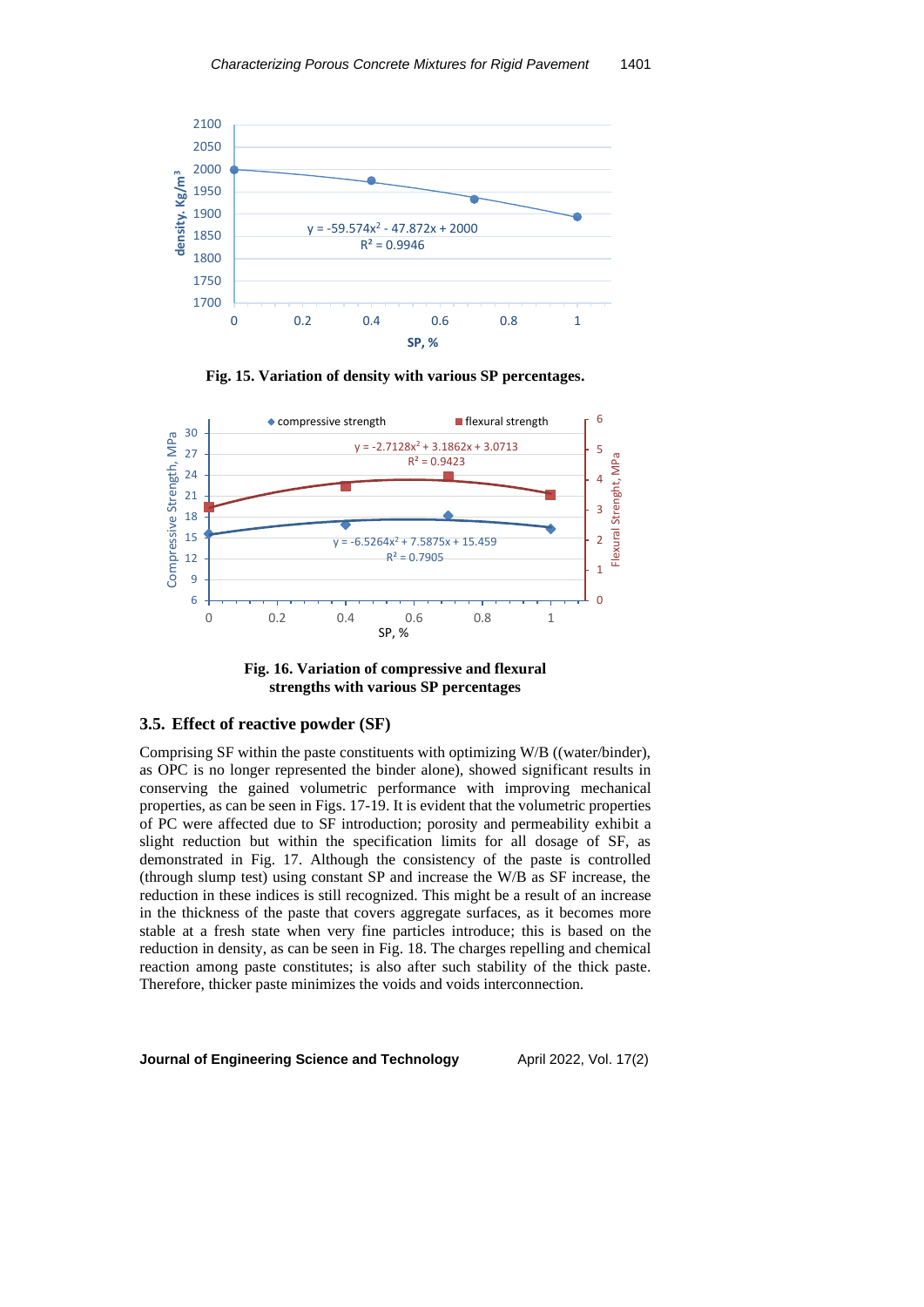density, Kg/m³

2100
2050
2000
1950
1900
1850
1800
1750
1700

0 0.2 0.4 0.6 0.8 1

SP, %

$y = -59.574x^2 - 47.872x + 2000$

$R^2 = 0.9946$

**Fig. 15. Variation of density with various SP percentages.**

compressive strength

flexural strength

Compressive Strength, MPa

30
27
24
21
18
15
12
9
6

Flexural Strenght, MPa

6
5
4
3
2
1
0

0 0.2 0.4 0.6 0.8 1

SP, %

$y = -2.7128x^2 + 3.1862x + 3.0713$

$R^2 = 0.9423$

$y = -6.5264x^2 + 7.5875x + 15.459$

$R^2 = 0.7905$

**Fig. 16. Variation of compressive and flexural strengths with various SP percentages**

### 3.5. Effect of reactive powder (SF)

Comprising SF within the paste constituents with optimizing W/B ((water/binder), as OPC is no longer represented the binder alone), showed significant results in conserving the gained volumetric performance with improving mechanical properties, as can be seen in Figs. 17-19. It is evident that the volumetric properties of PC were affected due to SF introduction; porosity and permeability exhibit a slight reduction but within the specification limits for all dosage of SF, as demonstrated in Fig. 17. Although the consistency of the paste is controlled (through slump test) using constant SP and increase the W/B as SF increase, the reduction in these indices is still recognized. This might be a result of an increase in the thickness of the paste that covers aggregate surfaces, as it becomes more stable at a fresh state when very fine particles introduce; this is based on the reduction in density, as can be seen in Fig. 18. The charges repelling and chemical reaction among paste constitutes; is also after such stability of the thick paste. Therefore, thicker paste minimizes the voids and voids interconnection.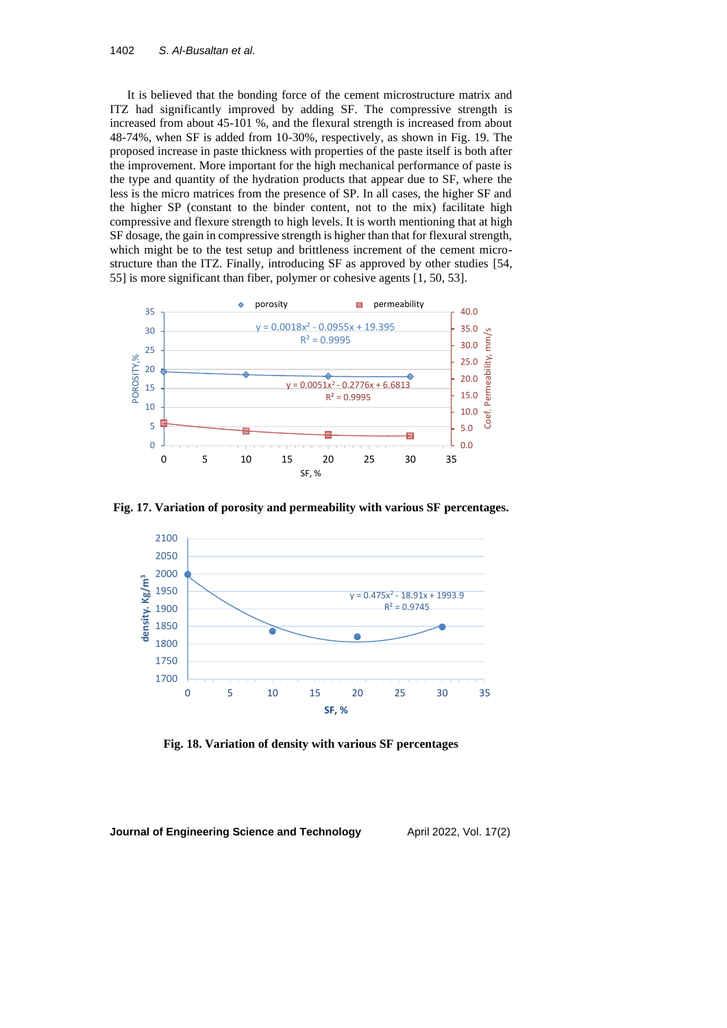It is believed that the bonding force of the cement microstructure matrix and ITZ had significantly improved by adding SF. The compressive strength is increased from about 45-101 %, and the flexural strength is increased from about 48-74%, when SF is added from 10-30%, respectively, as shown in Fig. 19. The proposed increase in paste thickness with properties of the paste itself is both after the improvement. More important for the high mechanical performance of paste is the type and quantity of the hydration products that appear due to SF, where the less is the micro matrices from the presence of SP. In all cases, the higher SF and the higher SP (constant to the binder content, not to the mix) facilitate high compressive and flexure strength to high levels. It is worth mentioning that at high SF dosage, the gain in compressive strength is higher than that for flexural strength, which might be to the test setup and brittleness increment of the cement micro-structure than the ITZ. Finally, introducing SF as approved by other studies [54, 55] is more significant than fiber, polymer or cohesive agents [1, 50, 53].

porosity
permeability
$y = 0.0018x^2 - 0.0955x + 19.395$
$R^2 = 0.9995$
$y = 0.0051x^2 - 0.2776x + 6.6813$
$R^2 = 0.9995$
POROSITY,%
Coef. Permeability, mm/s
SF, %

**Fig. 17. Variation of porosity and permeability with various SF percentages.**

$y = 0.475x^2 - 18.91x + 1993.9$
$R^2 = 0.9745$
density. Kg/m³
SF, %

**Fig. 18. Variation of density with various SF percentages**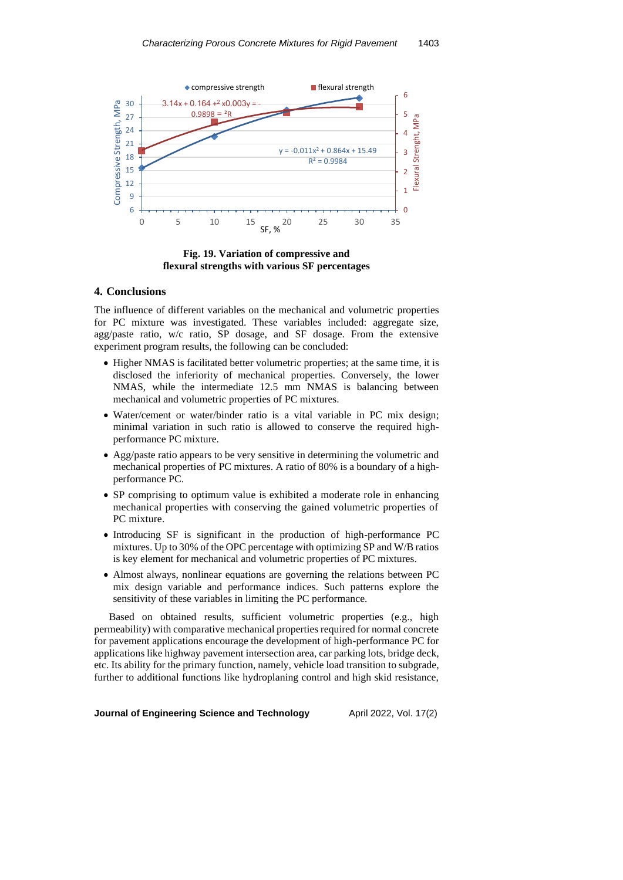compressive strength

flexural strength

Compressive Strength, MPa

30
27
24
21
18
15
12
9
6

3.14x + 0.164 +² x0.003y = -
0.9898 = ²R

y = -0.011x² + 0.864x + 15.49
R² = 0.9984

6
5
4
3
2
1
0

Flexural Strenght, MPa

0 5 10 15 20 25 30 35

SF, %

**Fig. 19. Variation of compressive and flexural strengths with various SF percentages**

## 4. Conclusions

The influence of different variables on the mechanical and volumetric properties for PC mixture was investigated. These variables included: aggregate size, agg/paste ratio, w/c ratio, SP dosage, and SF dosage. From the extensive experiment program results, the following can be concluded:

- Higher NMAS is facilitated better volumetric properties; at the same time, it is disclosed the inferiority of mechanical properties. Conversely, the lower NMAS, while the intermediate 12.5 mm NMAS is balancing between mechanical and volumetric properties of PC mixtures.
- Water/cement or water/binder ratio is a vital variable in PC mix design; minimal variation in such ratio is allowed to conserve the required high-performance PC mixture.
- Agg/paste ratio appears to be very sensitive in determining the volumetric and mechanical properties of PC mixtures. A ratio of 80% is a boundary of a high-performance PC.
- SP comprising to optimum value is exhibited a moderate role in enhancing mechanical properties with conserving the gained volumetric properties of PC mixture.
- Introducing SF is significant in the production of high-performance PC mixtures. Up to 30% of the OPC percentage with optimizing SP and W/B ratios is key element for mechanical and volumetric properties of PC mixtures.
- Almost always, nonlinear equations are governing the relations between PC mix design variable and performance indices. Such patterns explore the sensitivity of these variables in limiting the PC performance.

Based on obtained results, sufficient volumetric properties (e.g., high permeability) with comparative mechanical properties required for normal concrete for pavement applications encourage the development of high-performance PC for applications like highway pavement intersection area, car parking lots, bridge deck, etc. Its ability for the primary function, namely, vehicle load transition to subgrade, further to additional functions like hydroplaning control and high skid resistance,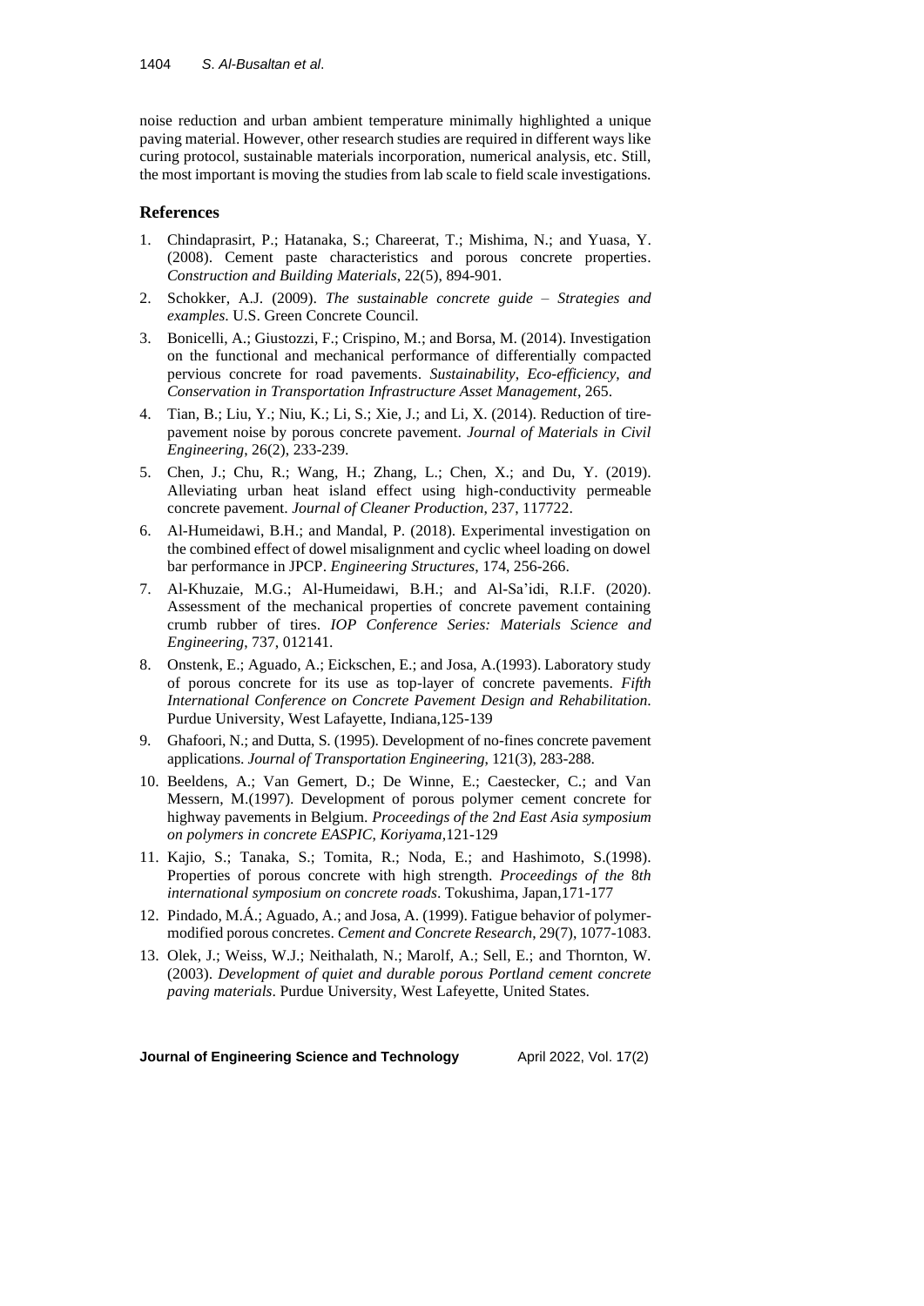noise reduction and urban ambient temperature minimally highlighted a unique paving material. However, other research studies are required in different ways like curing protocol, sustainable materials incorporation, numerical analysis, etc. Still, the most important is moving the studies from lab scale to field scale investigations.

## References

1. Chindaprasirt, P.; Hatanaka, S.; Chareerat, T.; Mishima, N.; and Yuasa, Y. (2008). Cement paste characteristics and porous concrete properties. *Construction and Building Materials*, 22(5), 894-901.
2. Schokker, A.J. (2009). *The sustainable concrete guide – Strategies and examples*. U.S. Green Concrete Council.
3. Bonicelli, A.; Giustozzi, F.; Crispino, M.; and Borsa, M. (2014). Investigation on the functional and mechanical performance of differentially compacted pervious concrete for road pavements. *Sustainability, Eco-efficiency, and Conservation in Transportation Infrastructure Asset Management*, 265.
4. Tian, B.; Liu, Y.; Niu, K.; Li, S.; Xie, J.; and Li, X. (2014). Reduction of tire-pavement noise by porous concrete pavement. *Journal of Materials in Civil Engineering*, 26(2), 233-239.
5. Chen, J.; Chu, R.; Wang, H.; Zhang, L.; Chen, X.; and Du, Y. (2019). Alleviating urban heat island effect using high-conductivity permeable concrete pavement. *Journal of Cleaner Production*, 237, 117722.
6. Al-Humeidawi, B.H.; and Mandal, P. (2018). Experimental investigation on the combined effect of dowel misalignment and cyclic wheel loading on dowel bar performance in JPCP. *Engineering Structures*, 174, 256-266.
7. Al-Khuzaie, M.G.; Al-Humeidawi, B.H.; and Al-Sa'idi, R.I.F. (2020). Assessment of the mechanical properties of concrete pavement containing crumb rubber of tires. *IOP Conference Series: Materials Science and Engineering*, 737, 012141.
8. Onstenk, E.; Aguado, A.; Eickschen, E.; and Josa, A.(1993). Laboratory study of porous concrete for its use as top-layer of concrete pavements. *Fifth International Conference on Concrete Pavement Design and Rehabilitation*. Purdue University, West Lafayette, Indiana,125-139
9. Ghafoori, N.; and Dutta, S. (1995). Development of no-fines concrete pavement applications. *Journal of Transportation Engineering*, 121(3), 283-288.
10. Beeldens, A.; Van Gemert, D.; De Winne, E.; Caestecker, C.; and Van Messern, M.(1997). Development of porous polymer cement concrete for highway pavements in Belgium. *Proceedings of the 2nd East Asia symposium on polymers in concrete EASPIC, Koriyama*,121-129
11. Kajio, S.; Tanaka, S.; Tomita, R.; Noda, E.; and Hashimoto, S.(1998). Properties of porous concrete with high strength. *Proceedings of the 8th international symposium on concrete roads*. Tokushima, Japan,171-177
12. Pindado, M.Á.; Aguado, A.; and Josa, A. (1999). Fatigue behavior of polymer-modified porous concretes. *Cement and Concrete Research*, 29(7), 1077-1083.
13. Olek, J.; Weiss, W.J.; Neithalath, N.; Marolf, A.; Sell, E.; and Thornton, W. (2003). *Development of quiet and durable porous Portland cement concrete paving materials*. Purdue University, West Lafeyette, United States.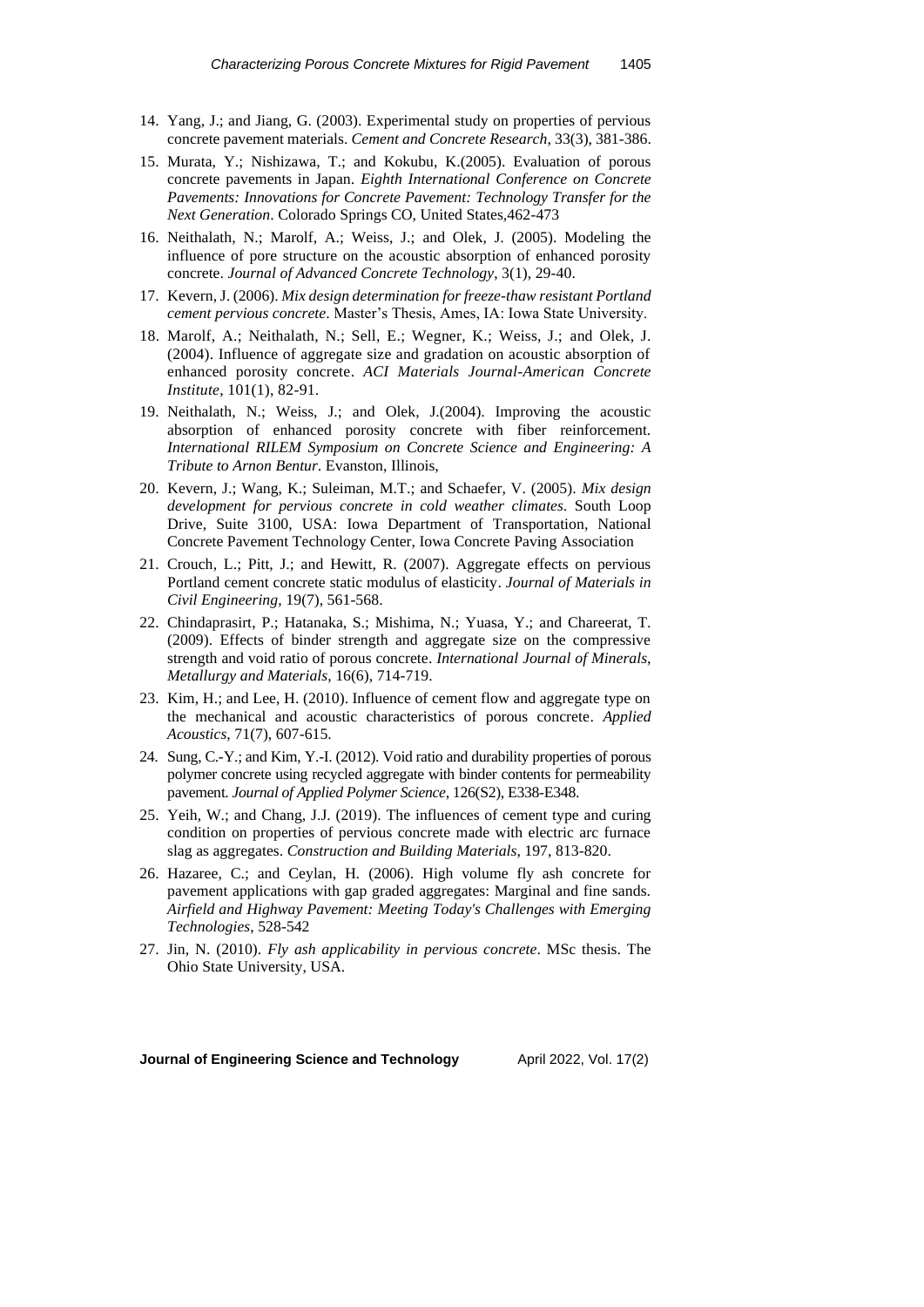14. Yang, J.; and Jiang, G. (2003). Experimental study on properties of pervious concrete pavement materials. *Cement and Concrete Research*, 33(3), 381-386.
15. Murata, Y.; Nishizawa, T.; and Kokubu, K.(2005). Evaluation of porous concrete pavements in Japan. *Eighth International Conference on Concrete Pavements: Innovations for Concrete Pavement: Technology Transfer for the Next Generation*. Colorado Springs CO, United States,462-473
16. Neithalath, N.; Marolf, A.; Weiss, J.; and Olek, J. (2005). Modeling the influence of pore structure on the acoustic absorption of enhanced porosity concrete. *Journal of Advanced Concrete Technology*, 3(1), 29-40.
17. Kevern, J. (2006). *Mix design determination for freeze-thaw resistant Portland cement pervious concrete*. Master's Thesis, Ames, IA: Iowa State University.
18. Marolf, A.; Neithalath, N.; Sell, E.; Wegner, K.; Weiss, J.; and Olek, J. (2004). Influence of aggregate size and gradation on acoustic absorption of enhanced porosity concrete. *ACI Materials Journal-American Concrete Institute*, 101(1), 82-91.
19. Neithalath, N.; Weiss, J.; and Olek, J.(2004). Improving the acoustic absorption of enhanced porosity concrete with fiber reinforcement. *International RILEM Symposium on Concrete Science and Engineering: A Tribute to Arnon Bentur*. Evanston, Illinois,
20. Kevern, J.; Wang, K.; Suleiman, M.T.; and Schaefer, V. (2005). *Mix design development for pervious concrete in cold weather climates*. South Loop Drive, Suite 3100, USA: Iowa Department of Transportation, National Concrete Pavement Technology Center, Iowa Concrete Paving Association
21. Crouch, L.; Pitt, J.; and Hewitt, R. (2007). Aggregate effects on pervious Portland cement concrete static modulus of elasticity. *Journal of Materials in Civil Engineering*, 19(7), 561-568.
22. Chindaprasirt, P.; Hatanaka, S.; Mishima, N.; Yuasa, Y.; and Chareerat, T. (2009). Effects of binder strength and aggregate size on the compressive strength and void ratio of porous concrete. *International Journal of Minerals, Metallurgy and Materials*, 16(6), 714-719.
23. Kim, H.; and Lee, H. (2010). Influence of cement flow and aggregate type on the mechanical and acoustic characteristics of porous concrete. *Applied Acoustics*, 71(7), 607-615.
24. Sung, C.-Y.; and Kim, Y.-I. (2012). Void ratio and durability properties of porous polymer concrete using recycled aggregate with binder contents for permeability pavement. *Journal of Applied Polymer Science*, 126(S2), E338-E348.
25. Yeih, W.; and Chang, J.J. (2019). The influences of cement type and curing condition on properties of pervious concrete made with electric arc furnace slag as aggregates. *Construction and Building Materials*, 197, 813-820.
26. Hazaree, C.; and Ceylan, H. (2006). High volume fly ash concrete for pavement applications with gap graded aggregates: Marginal and fine sands. *Airfield and Highway Pavement: Meeting Today's Challenges with Emerging Technologies*, 528-542
27. Jin, N. (2010). *Fly ash applicability in pervious concrete*. MSc thesis. The Ohio State University, USA.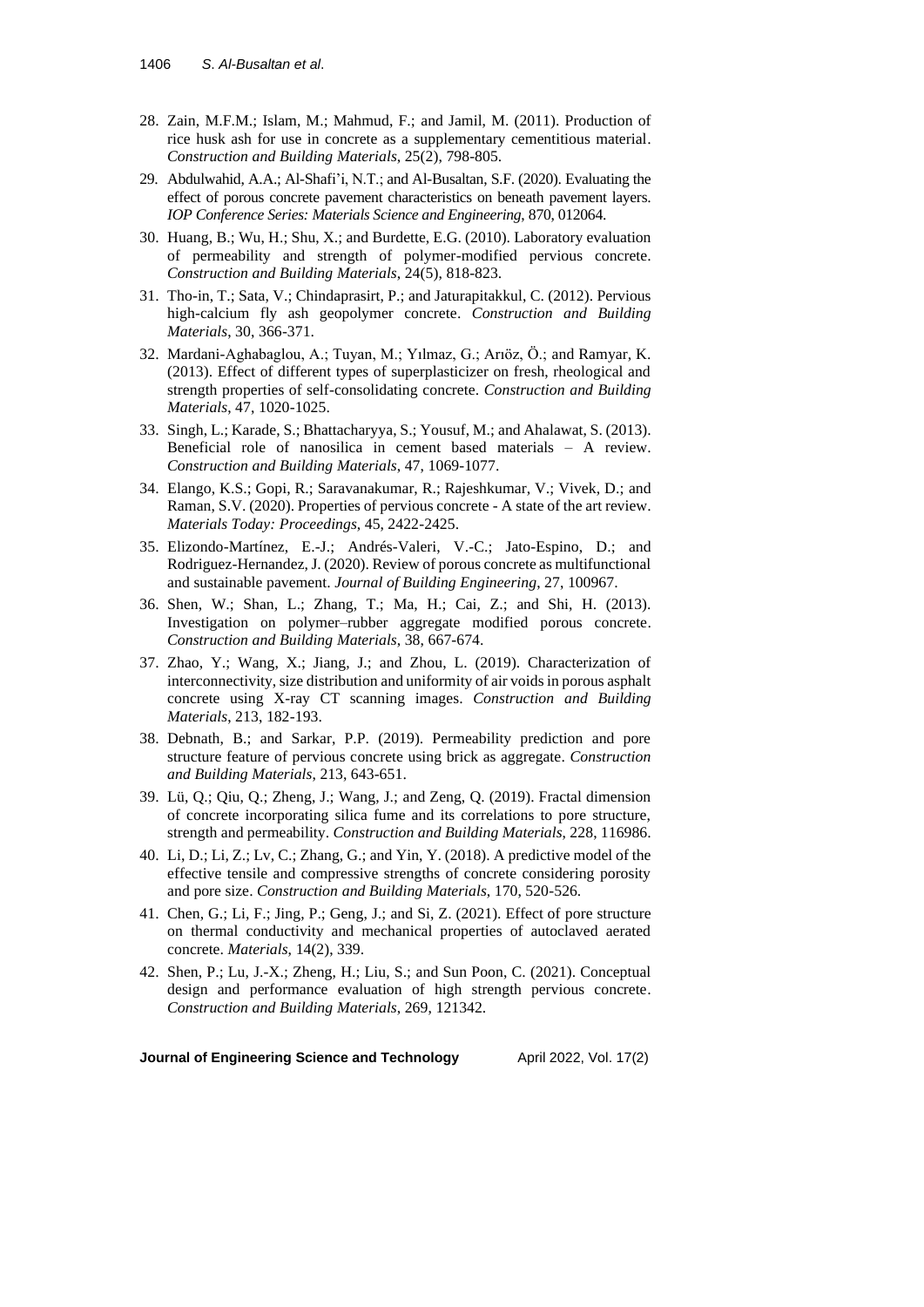28. Zain, M.F.M.; Islam, M.; Mahmud, F.; and Jamil, M. (2011). Production of rice husk ash for use in concrete as a supplementary cementitious material. *Construction and Building Materials*, 25(2), 798-805.
29. Abdulwahid, A.A.; Al-Shafi'i, N.T.; and Al-Busaltan, S.F. (2020). Evaluating the effect of porous concrete pavement characteristics on beneath pavement layers. *IOP Conference Series: Materials Science and Engineering*, 870, 012064.
30. Huang, B.; Wu, H.; Shu, X.; and Burdette, E.G. (2010). Laboratory evaluation of permeability and strength of polymer-modified pervious concrete. *Construction and Building Materials*, 24(5), 818-823.
31. Tho-in, T.; Sata, V.; Chindaprasirt, P.; and Jaturapitakkul, C. (2012). Pervious high-calcium fly ash geopolymer concrete. *Construction and Building Materials*, 30, 366-371.
32. Mardani-Aghabaglou, A.; Tuyan, M.; Yılmaz, G.; Arıöz, Ö.; and Ramyar, K. (2013). Effect of different types of superplasticizer on fresh, rheological and strength properties of self-consolidating concrete. *Construction and Building Materials*, 47, 1020-1025.
33. Singh, L.; Karade, S.; Bhattacharyya, S.; Yousuf, M.; and Ahalawat, S. (2013). Beneficial role of nanosilica in cement based materials – A review. *Construction and Building Materials*, 47, 1069-1077.
34. Elango, K.S.; Gopi, R.; Saravanakumar, R.; Rajeshkumar, V.; Vivek, D.; and Raman, S.V. (2020). Properties of pervious concrete - A state of the art review. *Materials Today: Proceedings*, 45, 2422-2425.
35. Elizondo-Martínez, E.-J.; Andrés-Valeri, V.-C.; Jato-Espino, D.; and Rodriguez-Hernandez, J. (2020). Review of porous concrete as multifunctional and sustainable pavement. *Journal of Building Engineering*, 27, 100967.
36. Shen, W.; Shan, L.; Zhang, T.; Ma, H.; Cai, Z.; and Shi, H. (2013). Investigation on polymer–rubber aggregate modified porous concrete. *Construction and Building Materials*, 38, 667-674.
37. Zhao, Y.; Wang, X.; Jiang, J.; and Zhou, L. (2019). Characterization of interconnectivity, size distribution and uniformity of air voids in porous asphalt concrete using X-ray CT scanning images. *Construction and Building Materials*, 213, 182-193.
38. Debnath, B.; and Sarkar, P.P. (2019). Permeability prediction and pore structure feature of pervious concrete using brick as aggregate. *Construction and Building Materials*, 213, 643-651.
39. Lü, Q.; Qiu, Q.; Zheng, J.; Wang, J.; and Zeng, Q. (2019). Fractal dimension of concrete incorporating silica fume and its correlations to pore structure, strength and permeability. *Construction and Building Materials*, 228, 116986.
40. Li, D.; Li, Z.; Lv, C.; Zhang, G.; and Yin, Y. (2018). A predictive model of the effective tensile and compressive strengths of concrete considering porosity and pore size. *Construction and Building Materials*, 170, 520-526.
41. Chen, G.; Li, F.; Jing, P.; Geng, J.; and Si, Z. (2021). Effect of pore structure on thermal conductivity and mechanical properties of autoclaved aerated concrete. *Materials*, 14(2), 339.
42. Shen, P.; Lu, J.-X.; Zheng, H.; Liu, S.; and Sun Poon, C. (2021). Conceptual design and performance evaluation of high strength pervious concrete. *Construction and Building Materials*, 269, 121342.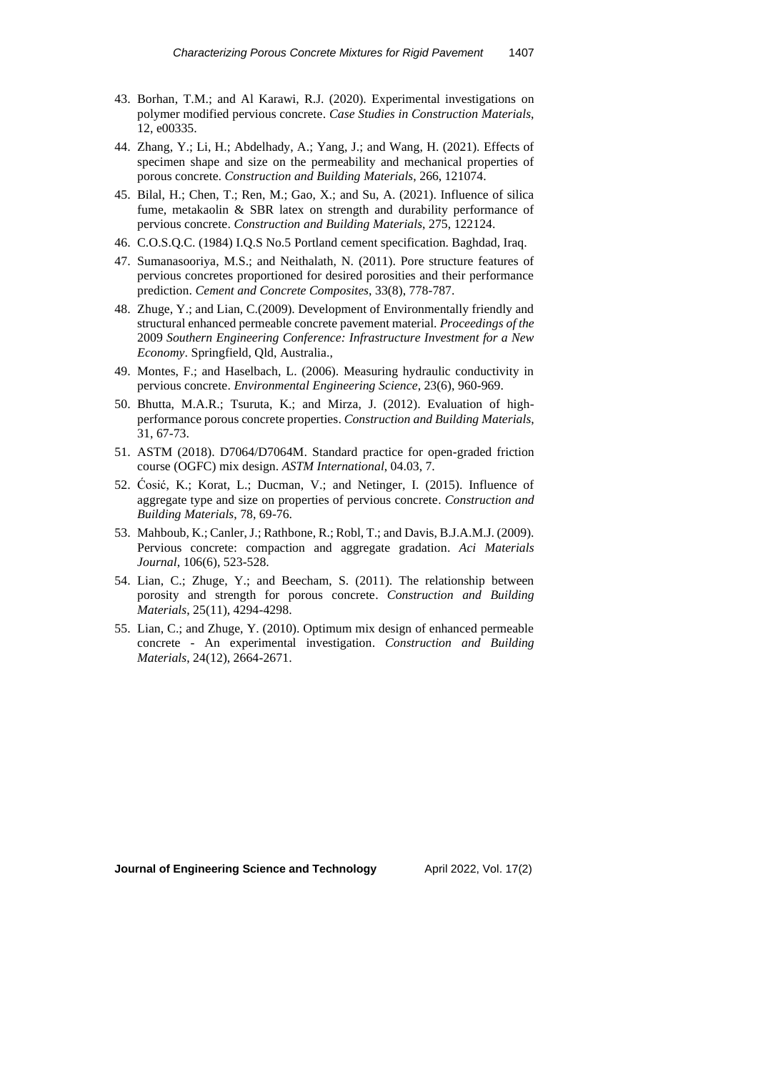43. Borhan, T.M.; and Al Karawi, R.J. (2020). Experimental investigations on polymer modified pervious concrete. *Case Studies in Construction Materials*, 12, e00335.
44. Zhang, Y.; Li, H.; Abdelhady, A.; Yang, J.; and Wang, H. (2021). Effects of specimen shape and size on the permeability and mechanical properties of porous concrete. *Construction and Building Materials*, 266, 121074.
45. Bilal, H.; Chen, T.; Ren, M.; Gao, X.; and Su, A. (2021). Influence of silica fume, metakaolin & SBR latex on strength and durability performance of pervious concrete. *Construction and Building Materials*, 275, 122124.
46. C.O.S.Q.C. (1984) I.Q.S No.5 Portland cement specification. Baghdad, Iraq.
47. Sumanasooriya, M.S.; and Neithalath, N. (2011). Pore structure features of pervious concretes proportioned for desired porosities and their performance prediction. *Cement and Concrete Composites*, 33(8), 778-787.
48. Zhuge, Y.; and Lian, C.(2009). Development of Environmentally friendly and structural enhanced permeable concrete pavement material. *Proceedings of the* 2009 *Southern Engineering Conference: Infrastructure Investment for a New Economy*. Springfield, Qld, Australia.,
49. Montes, F.; and Haselbach, L. (2006). Measuring hydraulic conductivity in pervious concrete. *Environmental Engineering Science*, 23(6), 960-969.
50. Bhutta, M.A.R.; Tsuruta, K.; and Mirza, J. (2012). Evaluation of high-performance porous concrete properties. *Construction and Building Materials*, 31, 67-73.
51. ASTM (2018). D7064/D7064M. Standard practice for open-graded friction course (OGFC) mix design. *ASTM International*, 04.03, 7.
52. Ćosić, K.; Korat, L.; Ducman, V.; and Netinger, I. (2015). Influence of aggregate type and size on properties of pervious concrete. *Construction and Building Materials*, 78, 69-76.
53. Mahboub, K.; Canler, J.; Rathbone, R.; Robl, T.; and Davis, B.J.A.M.J. (2009). Pervious concrete: compaction and aggregate gradation. *Aci Materials Journal*, 106(6), 523-528.
54. Lian, C.; Zhuge, Y.; and Beecham, S. (2011). The relationship between porosity and strength for porous concrete. *Construction and Building Materials*, 25(11), 4294-4298.
55. Lian, C.; and Zhuge, Y. (2010). Optimum mix design of enhanced permeable concrete - An experimental investigation. *Construction and Building Materials*, 24(12), 2664-2671.